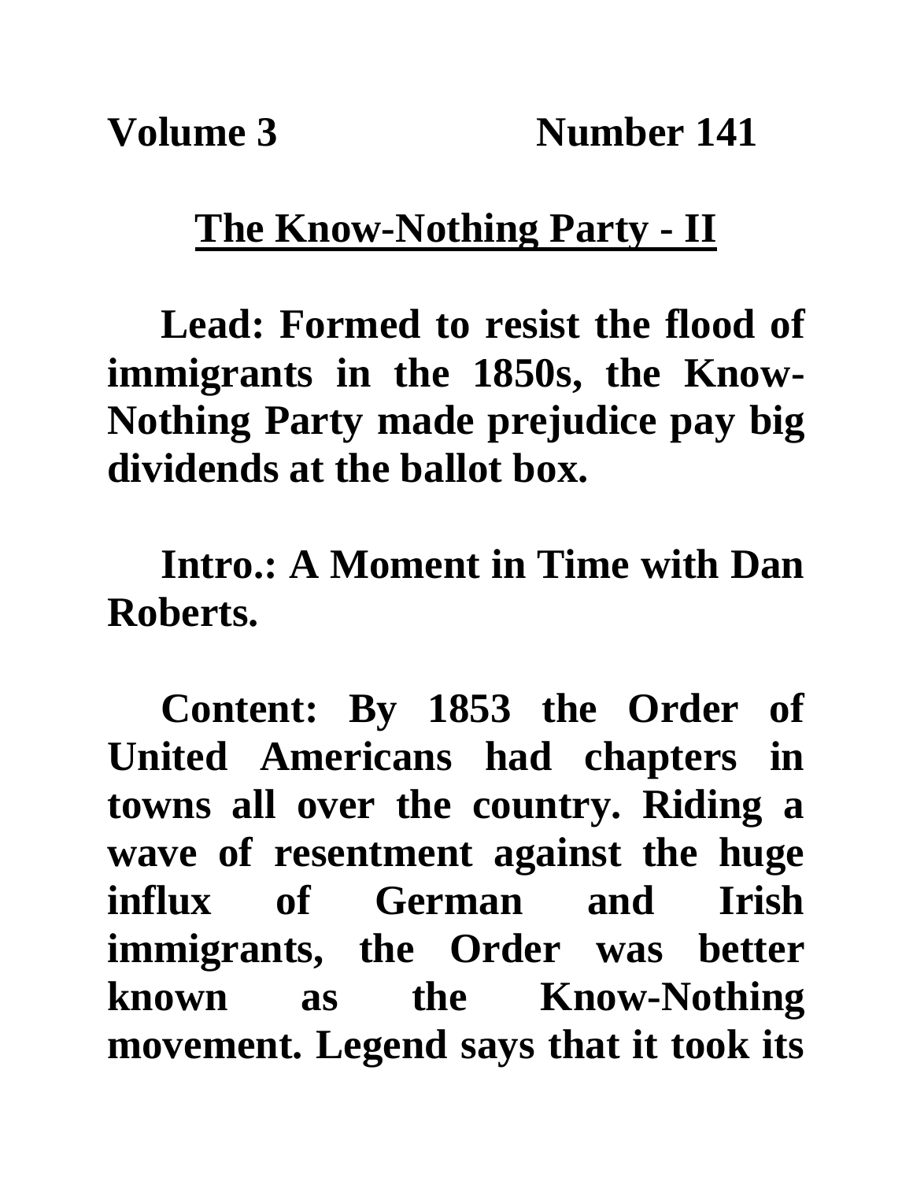**Volume 3 Number 141**

# The Know-Nothing Party - II

**Lead: Formed to resist the flood of immigrants in the 1850s, the Know-Nothing Party made prejudice pay big dividends at the ballot box.**

**Intro.: A Moment in Time with Dan Roberts.**

**Content: By 1853 the Order of United Americans had chapters in towns all over the country. Riding a wave of resentment against the huge influx of German and Irish immigrants, the Order was better known as the Know-Nothing movement. Legend says that it took its**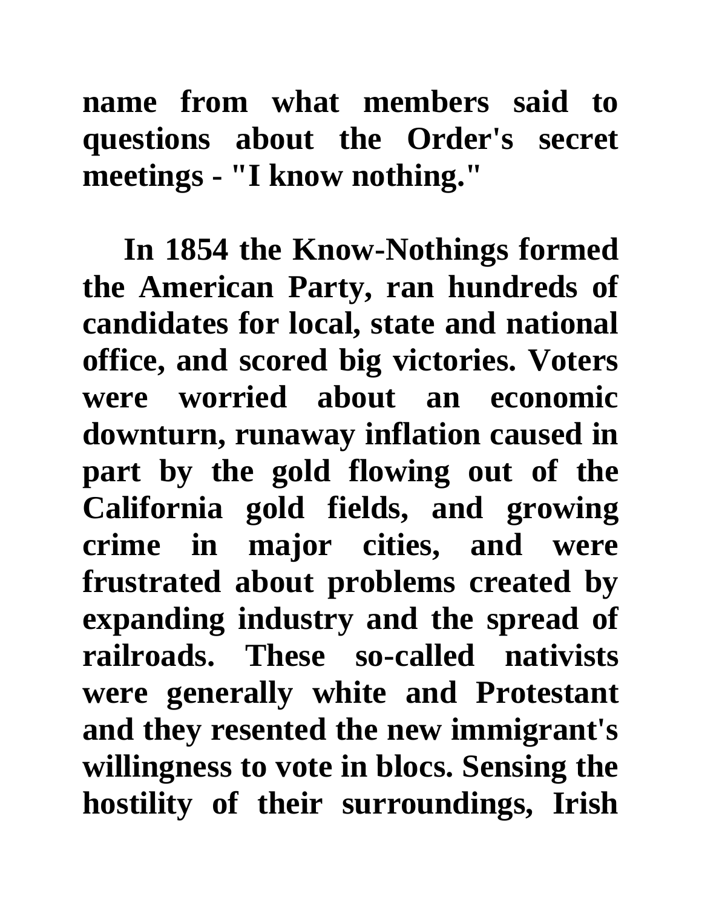**name from what members said to questions about the Order's secret meetings - "I know nothing."**

**In 1854 the Know-Nothings formed the American Party, ran hundreds of candidates for local, state and national office, and scored big victories. Voters were worried about an economic downturn, runaway inflation caused in part by the gold flowing out of the California gold fields, and growing crime in major cities, and were frustrated about problems created by expanding industry and the spread of railroads. These so-called nativists were generally white and Protestant and they resented the new immigrant's willingness to vote in blocs. Sensing the hostility of their surroundings, Irish**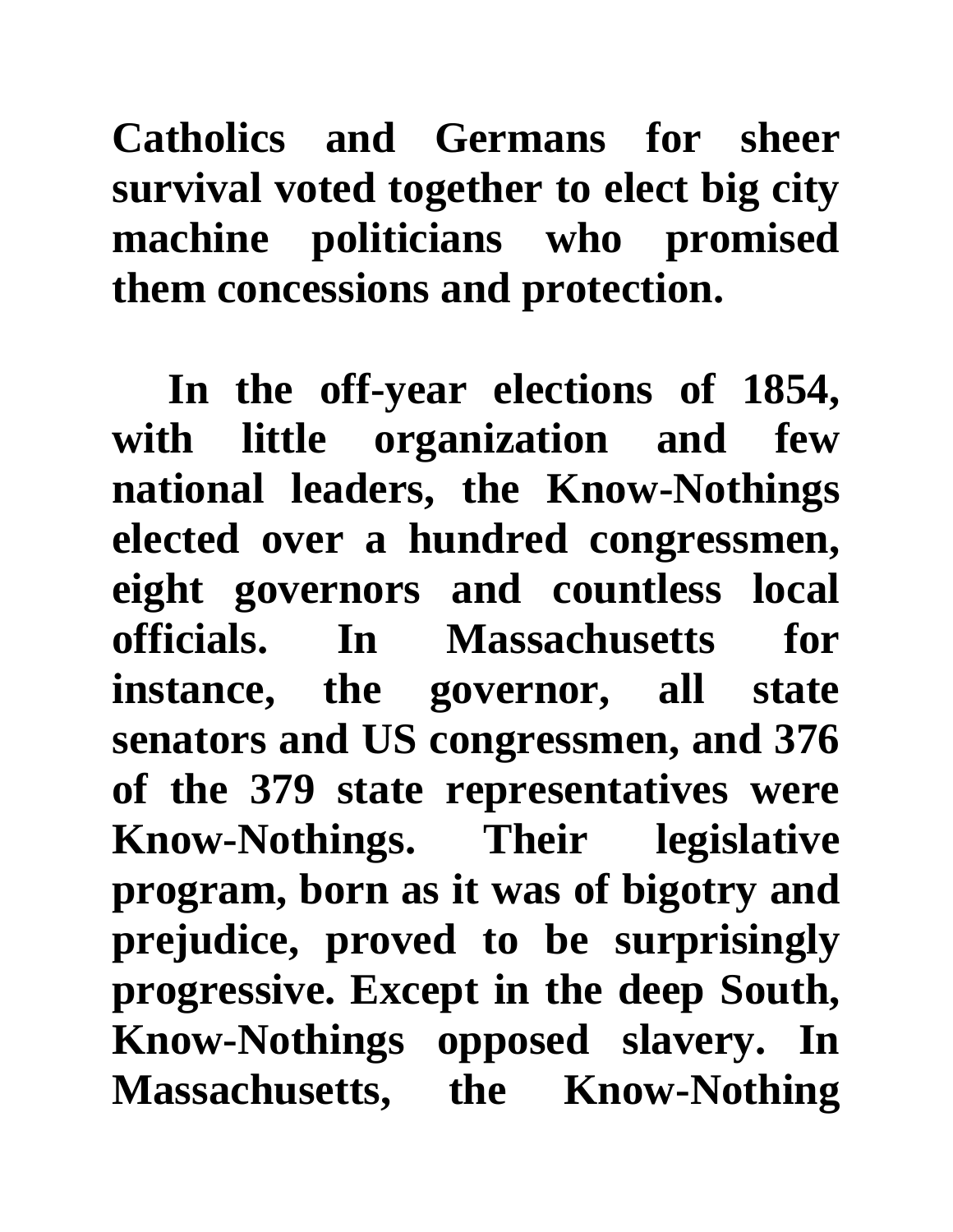Catholics and Germans for sheer survival voted together to elect big city machine politicians who promised them concessions and protection.

In the off-year elections of 1854, with little organization and few national leaders, the Know-Nothings elected over a hundred congressmen, eight governors and countless local officials. In Massachusetts for instance, the governor, all state senators and US congressmen, and 376 of the 379 state representatives were Know-Nothings. Their legislative program, born as it was of bigotry and prejudice, proved to be surprisingly progressive. Except in the deep South, Know-Nothings opposed slavery. In Massachusetts, the Know-Nothing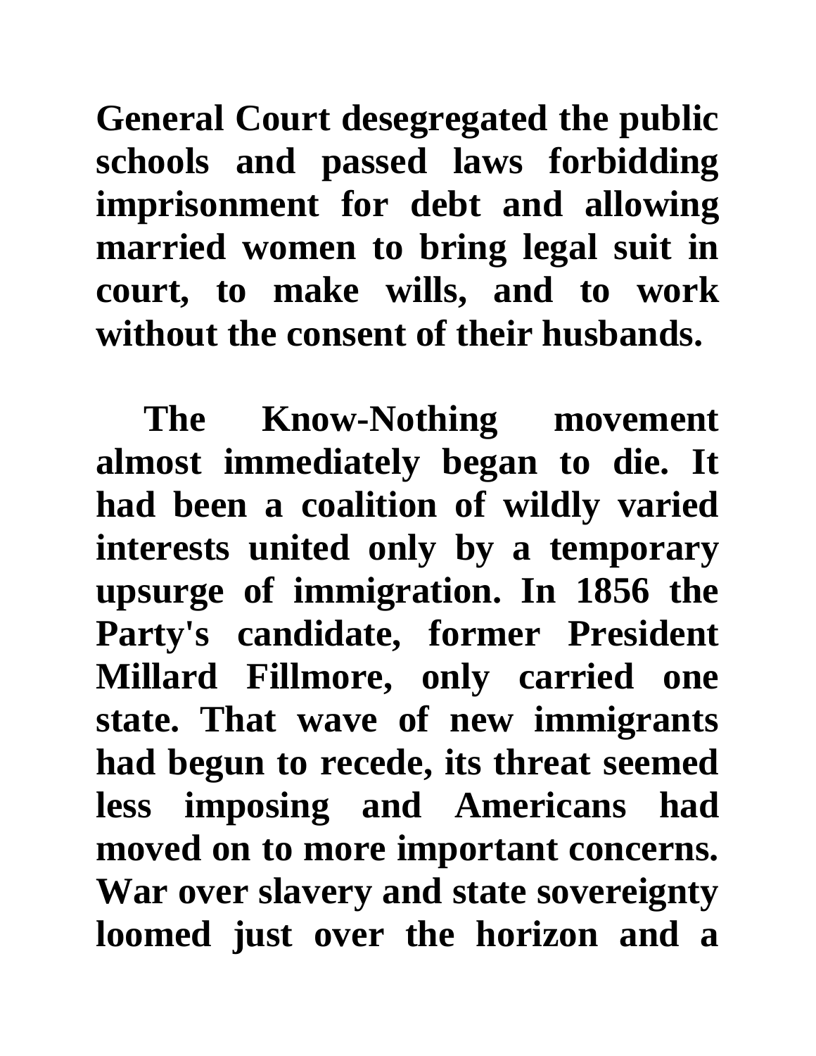General Court desegregated the public schools and passed laws forbidding imprisonment for debt and allowing married women to bring legal suit in court, to make wills, and to work without the consent of their husbands.

The Know-Nothing movement almost immediately began to die. It had been a coalition of wildly varied interests united only by a temporary upsurge of immigration. In 1856 the Party's candidate, former President Millard Fillmore, only carried one state. That wave of new immigrants had begun to recede, its threat seemed less imposing and Americans had moved on to more important concerns. War over slavery and state sovereignty loomed just over the horizon and a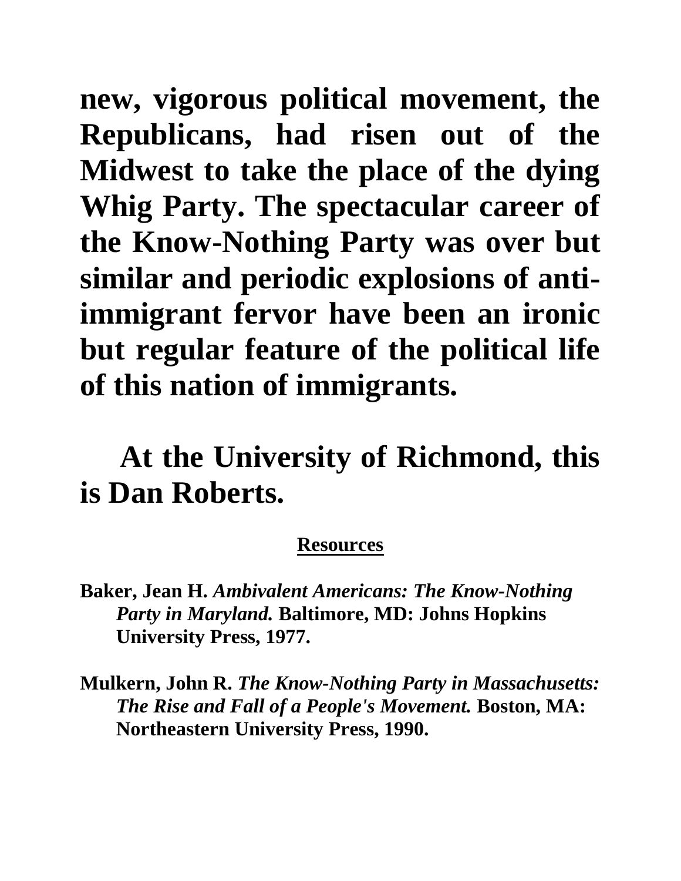new, vigorous political movement, the Republicans, had risen out of the Midwest to take the place of the dying Whig Party. The spectacular career of the Know-Nothing Party was over but similar and periodic explosions of anti-immigrant fervor have been an ironic but regular feature of the political life of this nation of immigrants.

At the University of Richmond, this is Dan Roberts.

## Resources

Baker, Jean H. *Ambivalent Americans: The Know-Nothing Party in Maryland.* Baltimore, MD: Johns Hopkins University Press, 1977.

Mulkern, John R. *The Know-Nothing Party in Massachusetts: The Rise and Fall of a People's Movement.* Boston, MA: Northeastern University Press, 1990.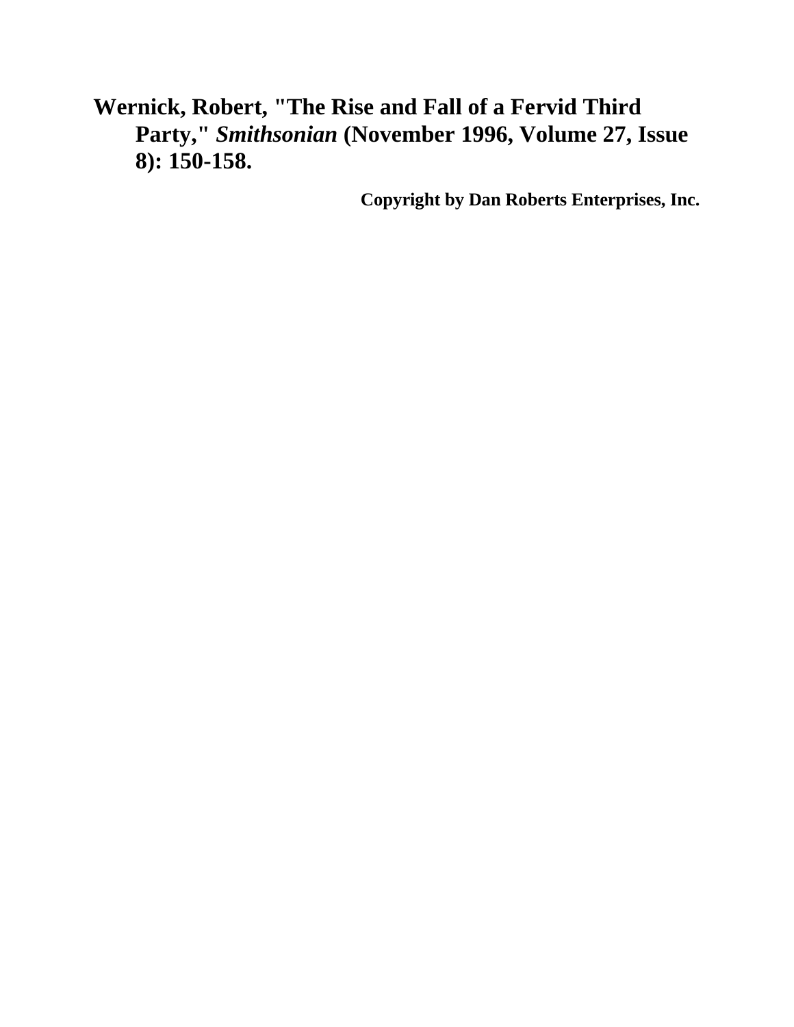**Wernick, Robert, "The Rise and Fall of a Fervid Third Party," *Smithsonian* (November 1996, Volume 27, Issue 8): 150-158.**

**Copyright by Dan Roberts Enterprises, Inc.**